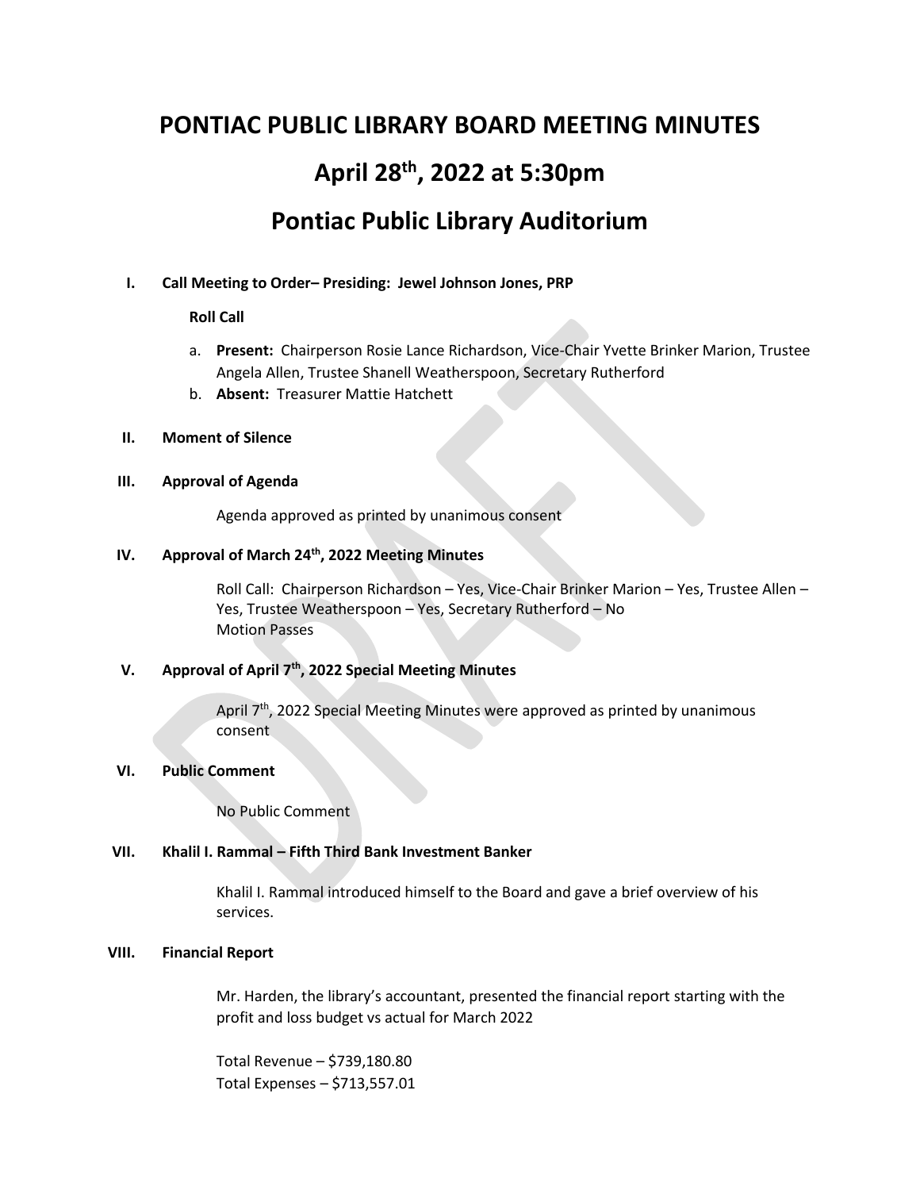# PONTIAC PUBLIC LIBRARY BOARD MEETING MINUTES

# April 28th, 2022 at 5:30pm

# Pontiac Public Library Auditorium

**I. Call Meeting to Order– Presiding: Jewel Johnson Jones, PRP**

**Roll Call**

a. **Present:** Chairperson Rosie Lance Richardson, Vice-Chair Yvette Brinker Marion, Trustee Angela Allen, Trustee Shanell Weatherspoon, Secretary Rutherford
b. **Absent:** Treasurer Mattie Hatchett

**II. Moment of Silence**

**III. Approval of Agenda**

Agenda approved as printed by unanimous consent

**IV. Approval of March 24th, 2022 Meeting Minutes**

Roll Call: Chairperson Richardson – Yes, Vice-Chair Brinker Marion – Yes, Trustee Allen – Yes, Trustee Weatherspoon – Yes, Secretary Rutherford – No
Motion Passes

**V. Approval of April 7th, 2022 Special Meeting Minutes**

April 7th, 2022 Special Meeting Minutes were approved as printed by unanimous consent

**VI. Public Comment**

No Public Comment

**VII. Khalil I. Rammal – Fifth Third Bank Investment Banker**

Khalil I. Rammal introduced himself to the Board and gave a brief overview of his services.

**VIII. Financial Report**

Mr. Harden, the library's accountant, presented the financial report starting with the profit and loss budget vs actual for March 2022

Total Revenue – $739,180.80
Total Expenses – $713,557.01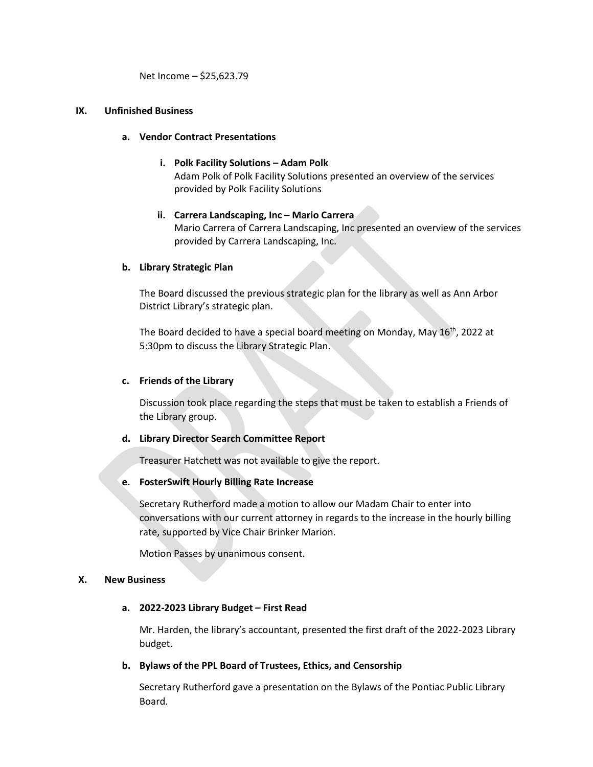Net Income – $25,623.79

## IX. Unfinished Business

### a. Vendor Contract Presentations

#### i. Polk Facility Solutions – Adam Polk

Adam Polk of Polk Facility Solutions presented an overview of the services provided by Polk Facility Solutions

#### ii. Carrera Landscaping, Inc – Mario Carrera

Mario Carrera of Carrera Landscaping, Inc presented an overview of the services provided by Carrera Landscaping, Inc.

### b. Library Strategic Plan

The Board discussed the previous strategic plan for the library as well as Ann Arbor District Library's strategic plan.

The Board decided to have a special board meeting on Monday, May 16th, 2022 at 5:30pm to discuss the Library Strategic Plan.

### c. Friends of the Library

Discussion took place regarding the steps that must be taken to establish a Friends of the Library group.

### d. Library Director Search Committee Report

Treasurer Hatchett was not available to give the report.

### e. FosterSwift Hourly Billing Rate Increase

Secretary Rutherford made a motion to allow our Madam Chair to enter into conversations with our current attorney in regards to the increase in the hourly billing rate, supported by Vice Chair Brinker Marion.

Motion Passes by unanimous consent.

## X. New Business

### a. 2022-2023 Library Budget – First Read

Mr. Harden, the library's accountant, presented the first draft of the 2022-2023 Library budget.

### b. Bylaws of the PPL Board of Trustees, Ethics, and Censorship

Secretary Rutherford gave a presentation on the Bylaws of the Pontiac Public Library Board.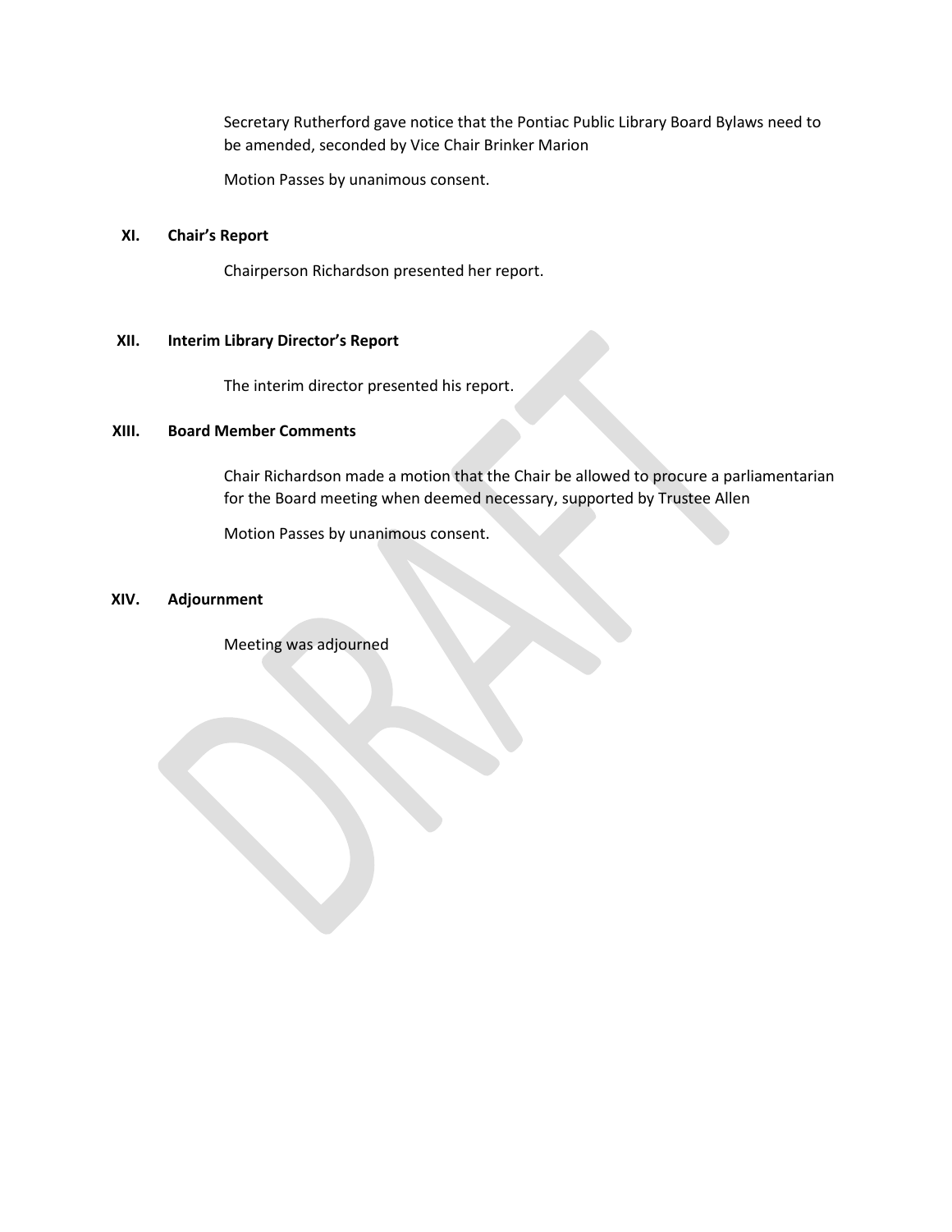Secretary Rutherford gave notice that the Pontiac Public Library Board Bylaws need to be amended, seconded by Vice Chair Brinker Marion

Motion Passes by unanimous consent.

## XI. Chair's Report

Chairperson Richardson presented her report.

## XII. Interim Library Director's Report

The interim director presented his report.

## XIII. Board Member Comments

Chair Richardson made a motion that the Chair be allowed to procure a parliamentarian for the Board meeting when deemed necessary, supported by Trustee Allen

Motion Passes by unanimous consent.

## XIV. Adjournment

Meeting was adjourned